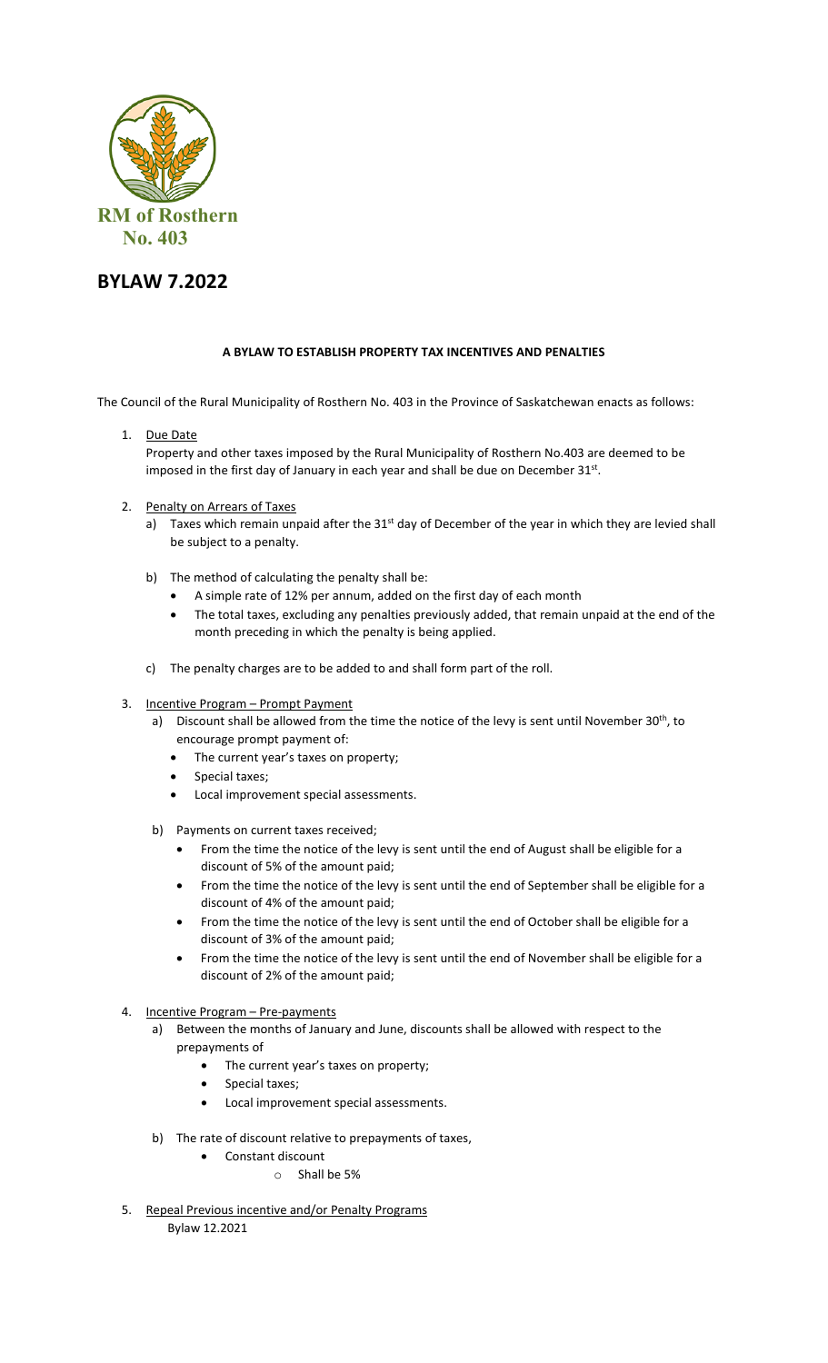RM of Rosthern
No. 403

# BYLAW 7.2022

**A BYLAW TO ESTABLISH PROPERTY TAX INCENTIVES AND PENALTIES**

The Council of the Rural Municipality of Rosthern No. 403 in the Province of Saskatchewan enacts as follows:

1. Due Date

   Property and other taxes imposed by the Rural Municipality of Rosthern No.403 are deemed to be imposed in the first day of January in each year and shall be due on December 31st.

2. Penalty on Arrears of Taxes
   a) Taxes which remain unpaid after the 31st day of December of the year in which they are levied shall be subject to a penalty.

   b) The method of calculating the penalty shall be:
      - A simple rate of 12% per annum, added on the first day of each month
      - The total taxes, excluding any penalties previously added, that remain unpaid at the end of the month preceding in which the penalty is being applied.

   c) The penalty charges are to be added to and shall form part of the roll.

3. Incentive Program – Prompt Payment
   a) Discount shall be allowed from the time the notice of the levy is sent until November 30th, to encourage prompt payment of:
      - The current year's taxes on property;
      - Special taxes;
      - Local improvement special assessments.

   b) Payments on current taxes received;
      - From the time the notice of the levy is sent until the end of August shall be eligible for a discount of 5% of the amount paid;
      - From the time the notice of the levy is sent until the end of September shall be eligible for a discount of 4% of the amount paid;
      - From the time the notice of the levy is sent until the end of October shall be eligible for a discount of 3% of the amount paid;
      - From the time the notice of the levy is sent until the end of November shall be eligible for a discount of 2% of the amount paid;

4. Incentive Program – Pre-payments
   a) Between the months of January and June, discounts shall be allowed with respect to the prepayments of
      - The current year's taxes on property;
      - Special taxes;
      - Local improvement special assessments.

   b) The rate of discount relative to prepayments of taxes,
      - Constant discount
        - Shall be 5%

5. Repeal Previous incentive and/or Penalty Programs

   Bylaw 12.2021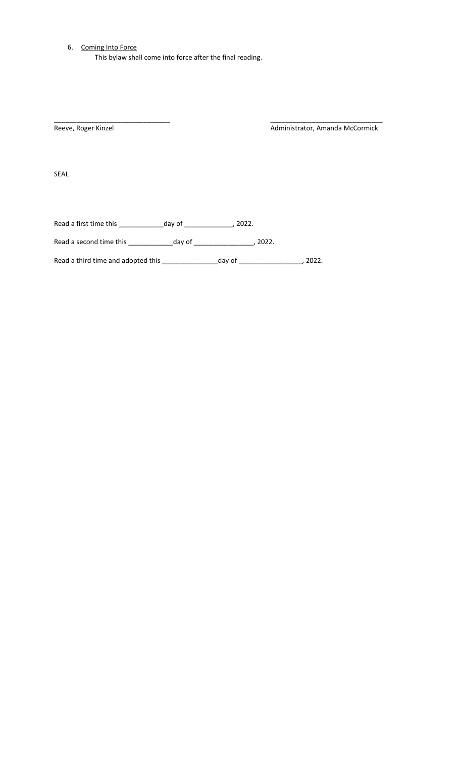6. Coming Into Force

    This bylaw shall come into force after the final reading.

_______________________________ _______________________________

Reeve, Roger Kinzel Administrator, Amanda McCormick

SEAL

Read a first time this ____________day of _____________, 2022.

Read a second time this ____________day of ________________, 2022.

Read a third time and adopted this _______________day of _________________, 2022.